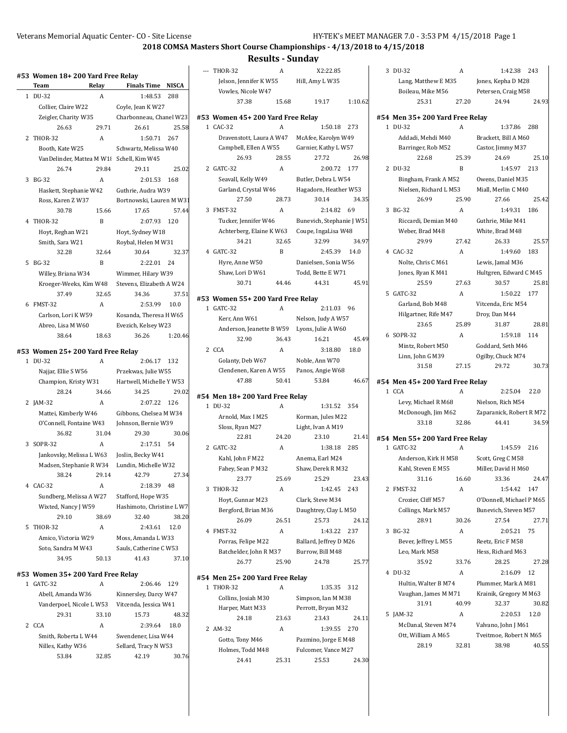## 2018 COMSA Masters Short Course Championships - 4/13/2018 to 4/15/2018

## Results - Sunday

### #53 Women 18+ 200 Yard Free Relay

| | Team | Relay | Finals Time | NISCA |
|---|---|---|---|---|
| 1 | DU-32 | A | 1:48.53 | 288 |

Collier, Claire W22 — Coyle, Jean K W27 — Zeigler, Charity W35 — Charbonneau, Chanel W23
26.63 — 29.71 — 26.61 — 25.58

| | Team | Relay | Finals Time | NISCA |
|---|---|---|---|---|
| 2 | THOR-32 | A | 1:50.71 | 267 |

Booth, Kate W25 — Schwartz, Melissa W40 — VanDelinder, Mattea M W18 — Schell, Kim W45
26.74 — 29.84 — 29.11 — 25.02

| | Team | Relay | Finals Time | NISCA |
|---|---|---|---|---|
| 3 | BG-32 | A | 2:01.53 | 168 |

Haskett, Stephanie W42 — Guthrie, Audra W39 — Ross, Karen Z W37 — Bortnowski, Lauren M W31
30.78 — 15.66 — 17.65 — 57.44

| | Team | Relay | Finals Time | NISCA |
|---|---|---|---|---|
| 4 | THOR-32 | B | 2:07.93 | 120 |

Hoyt, Reghan W21 — Hoyt, Sydney W18 — Smith, Sara W21 — Roybal, Helen M W31
32.28 — 32.64 — 30.64 — 32.37

| | Team | Relay | Finals Time | NISCA |
|---|---|---|---|---|
| 5 | BG-32 | B | 2:22.01 | 24 |

Willey, Briana W34 — Wimmer, Hilary W39 — Kroeger-Weeks, Kim W48 — Stevens, Elizabeth A W24
37.49 — 32.65 — 34.36 — 37.51

| | Team | Relay | Finals Time | NISCA |
|---|---|---|---|---|
| 6 | FMST-32 | A | 2:53.99 | 10.0 |

Carlson, Lori K W59 — Kosanda, Theresa H W65 — Abreo, Lisa M W60 — Evezich, Kelsey W23
38.64 — 18.63 — 36.26 — 1:20.46

### #53 Women 25+ 200 Yard Free Relay

| | Team | Relay | Finals Time | NISCA |
|---|---|---|---|---|
| 1 | DU-32 | A | 2:06.17 | 132 |

Najjar, Ellie S W56 — Przekwas, Julie W55 — Champion, Kristy W31 — Hartwell, Michelle Y W53
28.24 — 34.66 — 34.25 — 29.02

| | Team | Relay | Finals Time | NISCA |
|---|---|---|---|---|
| 2 | JAM-32 | A | 2:07.22 | 126 |

Mattei, Kimberly W46 — Gibbons, Chelsea M W34 — O'Connell, Fontaine W43 — Johnson, Bernie W39
36.82 — 31.04 — 29.30 — 30.06

| | Team | Relay | Finals Time | NISCA |
|---|---|---|---|---|
| 3 | SOPR-32 | A | 2:17.51 | 54 |

Jankovsky, Melissa L W63 — Joslin, Becky W41 — Madsen, Stephanie R W34 — Lundin, Michelle W32
38.24 — 29.14 — 42.79 — 27.34

| | Team | Relay | Finals Time | NISCA |
|---|---|---|---|---|
| 4 | CAC-32 | A | 2:18.39 | 48 |

Sundberg, Melissa A W27 — Stafford, Hope W35 — Wixted, Nancy J W59 — Hashimoto, Christine L W7
29.10 — 38.69 — 32.40 — 38.20

| | Team | Relay | Finals Time | NISCA |
|---|---|---|---|---|
| 5 | THOR-32 | A | 2:43.61 | 12.0 |

Amico, Victoria W29 — Moss, Amanda L W33 — Soto, Sandra M W43 — Sauls, Catherine C W53
34.95 — 50.13 — 41.43 — 37.10

### #53 Women 35+ 200 Yard Free Relay

| | Team | Relay | Finals Time | NISCA |
|---|---|---|---|---|
| 1 | GATC-32 | A | 2:06.46 | 129 |

Abell, Amanda W36 — Kinnersley, Darcy W47 — Vanderpoel, Nicole L W53 — Vitcenda, Jessica W41
29.31 — 33.10 — 15.73 — 48.32

| | Team | Relay | Finals Time | NISCA |
|---|---|---|---|---|
| 2 | CCA | A | 2:39.64 | 18.0 |

Smith, Roberta L W44 — Swendener, Lisa W44 — Nilles, Kathy W36 — Sellard, Tracy N W53
53.84 — 32.85 — 42.19 — 30.76

| | Team | Relay | Finals Time | NISCA |
|---|---|---|---|---|
| --- | THOR-32 | A | X2:22.85 | |

Jelson, Jennifer K W55 — Hill, Amy L W35 — Vowles, Nicole W47
37.38 — 15.68 — 19.17 — 1:10.62

### #53 Women 45+ 200 Yard Free Relay

| | Team | Relay | Finals Time | NISCA |
|---|---|---|---|---|
| 1 | CAC-32 | A | 1:50.18 | 273 |

Dravenstott, Laura A W47 — McAfee, Karolyn W49 — Campbell, Ellen A W55 — Garnier, Kathy L W57
26.93 — 28.55 — 27.72 — 26.98

| | Team | Relay | Finals Time | NISCA |
|---|---|---|---|---|
| 2 | GATC-32 | A | 2:00.72 | 177 |

Seavall, Kelly W49 — Butler, Debra L W54 — Garland, Crystal W46 — Hagadorn, Heather W53
27.50 — 28.73 — 30.14 — 34.35

| | Team | Relay | Finals Time | NISCA |
|---|---|---|---|---|
| 3 | FMST-32 | A | 2:14.82 | 69 |

Tucker, Jennifer W46 — Bunevich, Stephanie J W51 — Achterberg, Elaine K W63 — Coupe, IngaLisa W48
34.21 — 32.65 — 32.99 — 34.97

| | Team | Relay | Finals Time | NISCA |
|---|---|---|---|---|
| 4 | GATC-32 | B | 2:45.39 | 14.0 |

Hyre, Anne W50 — Danielsen, Sonia W56 — Shaw, Lori D W61 — Todd, Bette E W71
30.71 — 44.46 — 44.31 — 45.91

### #53 Women 55+ 200 Yard Free Relay

| | Team | Relay | Finals Time | NISCA |
|---|---|---|---|---|
| 1 | GATC-32 | A | 2:11.03 | 96 |

Kerr, Ann W61 — Nelson, Judy A W57 — Anderson, Jeanette B W59 — Lyons, Julie A W60
32.90 — 36.43 — 16.21 — 45.49

| | Team | Relay | Finals Time | NISCA |
|---|---|---|---|---|
| 2 | CCA | A | 3:18.80 | 18.0 |

Golanty, Deb W67 — Noble, Ann W70 — Clendenen, Karen A W55 — Panos, Angie W68
47.88 — 50.41 — 53.84 — 46.67

### #54 Men 18+ 200 Yard Free Relay

| | Team | Relay | Finals Time | NISCA |
|---|---|---|---|---|
| 1 | DU-32 | A | 1:31.52 | 354 |

Arnold, Max I M25 — Korman, Jules M22 — Sloss, Ryan M27 — Light, Ivan A M19
22.81 — 24.20 — 23.10 — 21.41

| | Team | Relay | Finals Time | NISCA |
|---|---|---|---|---|
| 2 | GATC-32 | A | 1:38.18 | 285 |

Kahl, John F M22 — Anema, Earl M24 — Fahey, Sean P M32 — Shaw, Derek R M32
23.77 — 25.69 — 25.29 — 23.43

| | Team | Relay | Finals Time | NISCA |
|---|---|---|---|---|
| 3 | THOR-32 | A | 1:42.45 | 243 |

Hoyt, Gunnar M23 — Clark, Steve M34 — Bergford, Brian M36 — Daughtrey, Clay L M50
26.09 — 26.51 — 25.73 — 24.12

| | Team | Relay | Finals Time | NISCA |
|---|---|---|---|---|
| 4 | FMST-32 | A | 1:43.22 | 237 |

Porras, Felipe M22 — Ballard, Jeffrey D M26 — Batchelder, John R M37 — Burrow, Bill M48
26.77 — 25.90 — 24.78 — 25.77

### #54 Men 25+ 200 Yard Free Relay

| | Team | Relay | Finals Time | NISCA |
|---|---|---|---|---|
| 1 | THOR-32 | A | 1:35.35 | 312 |

Collins, Josiah M30 — Simpson, Ian M M38 — Harper, Matt M33 — Perrott, Bryan M32
24.18 — 23.63 — 23.43 — 24.11

| | Team | Relay | Finals Time | NISCA |
|---|---|---|---|---|
| 2 | AM-32 | A | 1:39.55 | 270 |

Gotto, Tony M46 — Pazmino, Jorge E M48 — Holmes, Todd M48 — Fulcomer, Vance M27
24.41 — 25.31 — 25.53 — 24.30

| | Team | Relay | Finals Time | NISCA |
|---|---|---|---|---|
| 3 | DU-32 | A | 1:42.38 | 243 |

Lang, Matthew E M35 — Jones, Kepha D M28 — Boileau, Mike M56 — Petersen, Craig M58
25.31 — 27.20 — 24.94 — 24.93

### #54 Men 35+ 200 Yard Free Relay

| | Team | Relay | Finals Time | NISCA |
|---|---|---|---|---|
| 1 | DU-32 | A | 1:37.86 | 288 |

Addadi, Mehdi M40 — Brackett, Bill A M60 — Barringer, Rob M52 — Castor, Jimmy M37
22.68 — 25.39 — 24.69 — 25.10

| | Team | Relay | Finals Time | NISCA |
|---|---|---|---|---|
| 2 | DU-32 | B | 1:45.97 | 213 |

Bingham, Frank A M52 — Owens, Daniel M35 — Nielsen, Richard L M53 — Miall, Merlin C M40
26.99 — 25.90 — 27.66 — 25.42

| | Team | Relay | Finals Time | NISCA |
|---|---|---|---|---|
| 3 | BG-32 | A | 1:49.31 | 186 |

Riccardi, Demian M40 — Guthrie, Mike M41 — Weber, Brad M48 — White, Brad M48
29.99 — 27.42 — 26.33 — 25.57

| | Team | Relay | Finals Time | NISCA |
|---|---|---|---|---|
| 4 | CAC-32 | A | 1:49.60 | 183 |

Nolte, Chris C M61 — Lewis, Jamal M36 — Jones, Ryan K M41 — Hultgren, Edward C M45
25.59 — 27.63 — 30.57 — 25.81

| | Team | Relay | Finals Time | NISCA |
|---|---|---|---|---|
| 5 | GATC-32 | A | 1:50.22 | 177 |

Garland, Bob M48 — Vitcenda, Eric M54 — Hilgartner, Rife M47 — Droy, Dan M44
23.65 — 25.89 — 31.87 — 28.81

| | Team | Relay | Finals Time | NISCA |
|---|---|---|---|---|
| 6 | SOPR-32 | A | 1:59.18 | 114 |

Mintz, Robert M50 — Goddard, Seth M46 — Linn, John G M39 — Ogilby, Chuck M74
31.58 — 27.15 — 29.72 — 30.73

### #54 Men 45+ 200 Yard Free Relay

| | Team | Relay | Finals Time | NISCA |
|---|---|---|---|---|
| 1 | CCA | A | 2:25.04 | 22.0 |

Levy, Michael R M68 — Nielson, Rich M54 — McDonough, Jim M62 — Zaparanick, Robert R M72
33.18 — 32.86 — 44.41 — 34.59

### #54 Men 55+ 200 Yard Free Relay

| | Team | Relay | Finals Time | NISCA |
|---|---|---|---|---|
| 1 | GATC-32 | A | 1:45.59 | 216 |

Anderson, Kirk H M58 — Scott, Greg C M58 — Kahl, Steven E M55 — Miller, David H M60
31.16 — 16.60 — 33.36 — 24.47

| | Team | Relay | Finals Time | NISCA |
|---|---|---|---|---|
| 2 | FMST-32 | A | 1:54.42 | 147 |

Crozier, Cliff M57 — O'Donnell, Michael P M65 — Collings, Mark M57 — Bunevich, Steven M57
28.91 — 30.26 — 27.54 — 27.71

| | Team | Relay | Finals Time | NISCA |
|---|---|---|---|---|
| 3 | BG-32 | A | 2:05.21 | 75 |

Bever, Jeffrey L M55 — Reetz, Eric F M58 — Leo, Mark M58 — Hess, Richard M63
35.92 — 33.76 — 28.25 — 27.28

| | Team | Relay | Finals Time | NISCA |
|---|---|---|---|---|
| 4 | DU-32 | A | 2:16.09 | 12 |

Hultin, Walter B M74 — Plummer, Mark A M81 — Vaughan, James M M71 — Krainik, Gregory M M63
31.91 — 40.99 — 32.37 — 30.82

| | Team | Relay | Finals Time | NISCA |
|---|---|---|---|---|
| 5 | JAM-32 | A | 2:20.53 | 12.0 |

McDanal, Steven M74 — Valvano, John J M61 — Ott, William A M65 — Tveitmoe, Robert N M65
28.19 — 32.81 — 38.98 — 40.55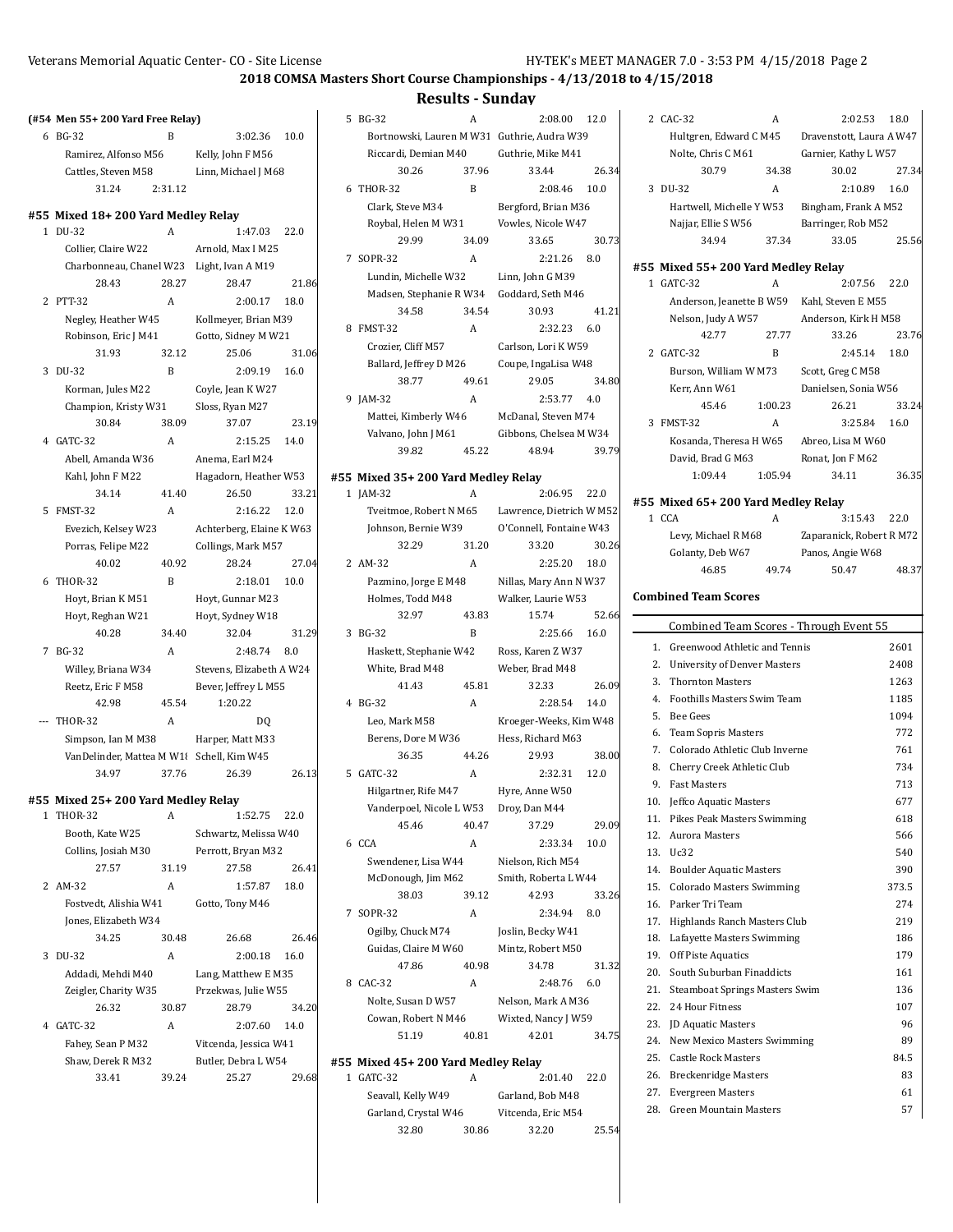## 2018 COMSA Masters Short Course Championships - 4/13/2018 to 4/15/2018

## Results - Sunday

### (#54 Men 55+ 200 Yard Free Relay)

6 BG-32 B 3:02.36 10.0
Ramirez, Alfonso M56 | Kelly, John F M56
Cattles, Steven M58 | Linn, Michael J M68
31.24 2:31.12

### #55 Mixed 18+ 200 Yard Medley Relay

1 DU-32 A 1:47.03 22.0
Collier, Claire W22 | Arnold, Max I M25
Charbonneau, Chanel W23 | Light, Ivan A M19
28.43 28.27 28.47 21.86

2 PTT-32 A 2:00.17 18.0
Negley, Heather W45 | Kollmeyer, Brian M39
Robinson, Eric J M41 | Gotto, Sidney M W21
31.93 32.12 25.06 31.06

3 DU-32 B 2:09.19 16.0
Korman, Jules M22 | Coyle, Jean K W27
Champion, Kristy W31 | Sloss, Ryan M27
30.84 38.09 37.07 23.19

4 GATC-32 A 2:15.25 14.0
Abell, Amanda W36 | Anema, Earl M24
Kahl, John F M22 | Hagadorn, Heather W53
34.14 41.40 26.50 33.21

5 FMST-32 A 2:16.22 12.0
Evezich, Kelsey W23 | Achterberg, Elaine K W63
Porras, Felipe M22 | Collings, Mark M57
40.02 40.92 28.24 27.04

6 THOR-32 B 2:18.01 10.0
Hoyt, Brian K M51 | Hoyt, Gunnar M23
Hoyt, Reghan W21 | Hoyt, Sydney W18
40.28 34.40 32.04 31.29

7 BG-32 A 2:48.74 8.0
Willey, Briana W34 | Stevens, Elizabeth A W24
Reetz, Eric F M58 | Bever, Jeffrey L M55
42.98 45.54 1:20.22

--- THOR-32 A DQ
Simpson, Ian M M38 | Harper, Matt M33
VanDelinder, Mattea M W18 | Schell, Kim W45
34.97 37.76 26.39 26.13

### #55 Mixed 25+ 200 Yard Medley Relay

1 THOR-32 A 1:52.75 22.0
Booth, Kate W25 | Schwartz, Melissa W40
Collins, Josiah M30 | Perrott, Bryan M32
27.57 31.19 27.58 26.41

2 AM-32 A 1:57.87 18.0
Fostvedt, Alishia W41 | Gotto, Tony M46
Jones, Elizabeth W34 |
34.25 30.48 26.68 26.46

3 DU-32 A 2:00.18 16.0
Addadi, Mehdi M40 | Lang, Matthew E M35
Zeigler, Charity W35 | Przekwas, Julie W55
26.32 30.87 28.79 34.20

4 GATC-32 A 2:07.60 14.0
Fahey, Sean P M32 | Vitcenda, Jessica W41
Shaw, Derek R M32 | Butler, Debra L W54
33.41 39.24 25.27 29.68

5 BG-32 A 2:08.00 12.0
Bortnowski, Lauren M W31 | Guthrie, Audra W39
Riccardi, Demian M40 | Guthrie, Mike M41
30.26 37.96 33.44 26.34

6 THOR-32 B 2:08.46 10.0
Clark, Steve M34 | Bergford, Brian M36
Roybal, Helen M W31 | Vowles, Nicole W47
29.99 34.09 33.65 30.73

7 SOPR-32 A 2:21.26 8.0
Lundin, Michelle W32 | Linn, John G M39
Madsen, Stephanie R W34 | Goddard, Seth M46
34.58 34.54 30.93 41.21

8 FMST-32 A 2:32.23 6.0
Crozier, Cliff M57 | Carlson, Lori K W59
Ballard, Jeffrey D M26 | Coupe, IngaLisa W48
38.77 49.61 29.05 34.80

9 JAM-32 A 2:53.77 4.0
Mattei, Kimberly W46 | McDanal, Steven M74
Valvano, John J M61 | Gibbons, Chelsea M W34
39.82 45.22 48.94 39.79

### #55 Mixed 35+ 200 Yard Medley Relay

1 JAM-32 A 2:06.95 22.0
Tveitmoe, Robert N M65 | Lawrence, Dietrich W M52
Johnson, Bernie W39 | O'Connell, Fontaine W43
32.29 31.20 33.20 30.26

2 AM-32 A 2:25.20 18.0
Pazmino, Jorge E M48 | Nillas, Mary Ann N W37
Holmes, Todd M48 | Walker, Laurie W53
32.97 43.83 15.74 52.66

3 BG-32 B 2:25.66 16.0
Haskett, Stephanie W42 | Ross, Karen Z W37
White, Brad M48 | Weber, Brad M48
41.43 45.81 32.33 26.09

4 BG-32 A 2:28.54 14.0
Leo, Mark M58 | Kroeger-Weeks, Kim W48
Berens, Dore M W36 | Hess, Richard M63
36.35 44.26 29.93 38.00

5 GATC-32 A 2:32.31 12.0
Hilgartner, Rife M47 | Hyre, Anne W50
Vanderpoel, Nicole L W53 | Droy, Dan M44
45.46 40.47 37.29 29.09

6 CCA A 2:33.34 10.0
Swendener, Lisa W44 | Nielson, Rich M54
McDonough, Jim M62 | Smith, Roberta L W44
38.03 39.12 42.93 33.26

7 SOPR-32 A 2:34.94 8.0
Ogilby, Chuck M74 | Joslin, Becky W41
Guidas, Claire M W60 | Mintz, Robert M50
47.86 40.98 34.78 31.32

8 CAC-32 A 2:48.76 6.0
Nolte, Susan D W57 | Nelson, Mark A M36
Cowan, Robert N M46 | Wixted, Nancy J W59
51.19 40.81 42.01 34.75

### #55 Mixed 45+ 200 Yard Medley Relay

1 GATC-32 A 2:01.40 22.0
Seavall, Kelly W49 | Garland, Bob M48
Garland, Crystal W46 | Vitcenda, Eric M54
32.80 30.86 32.20 25.54

2 CAC-32 A 2:02.53 18.0
Hultgren, Edward C M45 | Dravenstott, Laura A W47
Nolte, Chris C M61 | Garnier, Kathy L W57
30.79 34.38 30.02 27.34

3 DU-32 A 2:10.89 16.0
Hartwell, Michelle Y W53 | Bingham, Frank A M52
Najjar, Ellie S W56 | Barringer, Rob M52
34.94 37.34 33.05 25.56

### #55 Mixed 55+ 200 Yard Medley Relay

1 GATC-32 A 2:07.56 22.0
Anderson, Jeanette B W59 | Kahl, Steven E M55
Nelson, Judy A W57 | Anderson, Kirk H M58
42.77 27.77 33.26 23.76

2 GATC-32 B 2:45.14 18.0
Burson, William W M73 | Scott, Greg C M58
Kerr, Ann W61 | Danielsen, Sonia W56
45.46 1:00.23 26.21 33.24

3 FMST-32 A 3:25.84 16.0
Kosanda, Theresa H W65 | Abreo, Lisa M W60
David, Brad G M63 | Ronat, Jon F M62
1:09.44 1:05.94 34.11 36.35

### #55 Mixed 65+ 200 Yard Medley Relay

1 CCA A 3:15.43 22.0
Levy, Michael R M68 | Zaparanick, Robert R M72
Golanty, Deb W67 | Panos, Angie W68
46.85 49.74 50.47 48.37

### Combined Team Scores

Combined Team Scores - Through Event 55

| | Team | Points |
|---|---|---|
| 1. | Greenwood Athletic and Tennis | 2601 |
| 2. | University of Denver Masters | 2408 |
| 3. | Thornton Masters | 1263 |
| 4. | Foothills Masters Swim Team | 1185 |
| 5. | Bee Gees | 1094 |
| 6. | Team Sopris Masters | 772 |
| 7. | Colorado Athletic Club Inverne | 761 |
| 8. | Cherry Creek Athletic Club | 734 |
| 9. | Fast Masters | 713 |
| 10. | Jeffco Aquatic Masters | 677 |
| 11. | Pikes Peak Masters Swimming | 618 |
| 12. | Aurora Masters | 566 |
| 13. | Uc32 | 540 |
| 14. | Boulder Aquatic Masters | 390 |
| 15. | Colorado Masters Swimming | 373.5 |
| 16. | Parker Tri Team | 274 |
| 17. | Highlands Ranch Masters Club | 219 |
| 18. | Lafayette Masters Swimming | 186 |
| 19. | Off Piste Aquatics | 179 |
| 20. | South Suburban Finaddicts | 161 |
| 21. | Steamboat Springs Masters Swim | 136 |
| 22. | 24 Hour Fitness | 107 |
| 23. | JD Aquatic Masters | 96 |
| 24. | New Mexico Masters Swimming | 89 |
| 25. | Castle Rock Masters | 84.5 |
| 26. | Breckenridge Masters | 83 |
| 27. | Evergreen Masters | 61 |
| 28. | Green Mountain Masters | 57 |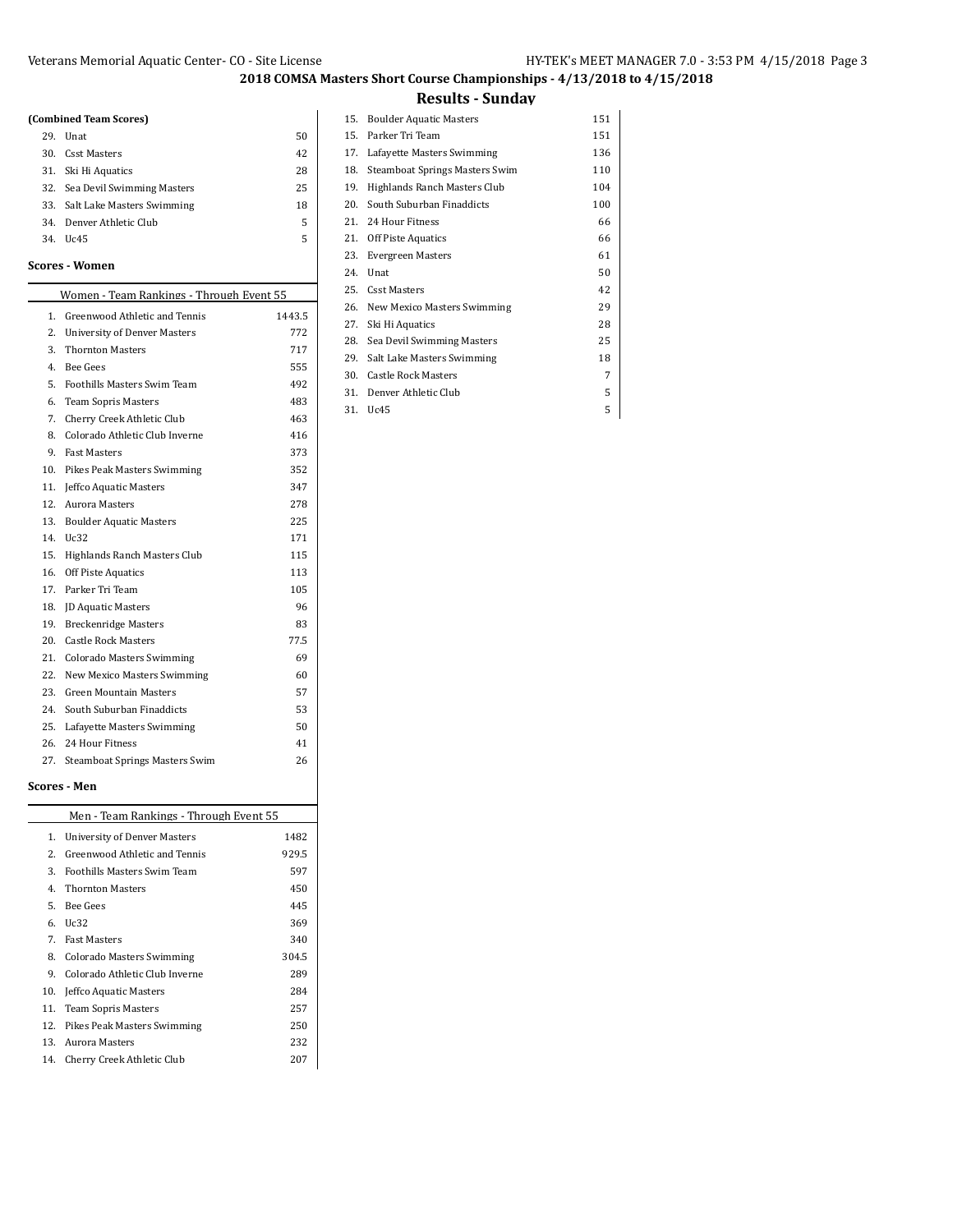## 2018 COMSA Masters Short Course Championships - 4/13/2018 to 4/15/2018

## Results - Sunday

**(Combined Team Scores)**

| | | |
|---|---|---|
| 29. | Unat | 50 |
| 30. | Csst Masters | 42 |
| 31. | Ski Hi Aquatics | 28 |
| 32. | Sea Devil Swimming Masters | 25 |
| 33. | Salt Lake Masters Swimming | 18 |
| 34. | Denver Athletic Club | 5 |
| 34. | Uc45 | 5 |

### Scores - Women

Women - Team Rankings - Through Event 55

| | | |
|---|---|---|
| 1. | Greenwood Athletic and Tennis | 1443.5 |
| 2. | University of Denver Masters | 772 |
| 3. | Thornton Masters | 717 |
| 4. | Bee Gees | 555 |
| 5. | Foothills Masters Swim Team | 492 |
| 6. | Team Sopris Masters | 483 |
| 7. | Cherry Creek Athletic Club | 463 |
| 8. | Colorado Athletic Club Inverne | 416 |
| 9. | Fast Masters | 373 |
| 10. | Pikes Peak Masters Swimming | 352 |
| 11. | Jeffco Aquatic Masters | 347 |
| 12. | Aurora Masters | 278 |
| 13. | Boulder Aquatic Masters | 225 |
| 14. | Uc32 | 171 |
| 15. | Highlands Ranch Masters Club | 115 |
| 16. | Off Piste Aquatics | 113 |
| 17. | Parker Tri Team | 105 |
| 18. | JD Aquatic Masters | 96 |
| 19. | Breckenridge Masters | 83 |
| 20. | Castle Rock Masters | 77.5 |
| 21. | Colorado Masters Swimming | 69 |
| 22. | New Mexico Masters Swimming | 60 |
| 23. | Green Mountain Masters | 57 |
| 24. | South Suburban Finaddicts | 53 |
| 25. | Lafayette Masters Swimming | 50 |
| 26. | 24 Hour Fitness | 41 |
| 27. | Steamboat Springs Masters Swim | 26 |

### Scores - Men

Men - Team Rankings - Through Event 55

| | | |
|---|---|---|
| 1. | University of Denver Masters | 1482 |
| 2. | Greenwood Athletic and Tennis | 929.5 |
| 3. | Foothills Masters Swim Team | 597 |
| 4. | Thornton Masters | 450 |
| 5. | Bee Gees | 445 |
| 6. | Uc32 | 369 |
| 7. | Fast Masters | 340 |
| 8. | Colorado Masters Swimming | 304.5 |
| 9. | Colorado Athletic Club Inverne | 289 |
| 10. | Jeffco Aquatic Masters | 284 |
| 11. | Team Sopris Masters | 257 |
| 12. | Pikes Peak Masters Swimming | 250 |
| 13. | Aurora Masters | 232 |
| 14. | Cherry Creek Athletic Club | 207 |
| 15. | Boulder Aquatic Masters | 151 |
| 15. | Parker Tri Team | 151 |
| 17. | Lafayette Masters Swimming | 136 |
| 18. | Steamboat Springs Masters Swim | 110 |
| 19. | Highlands Ranch Masters Club | 104 |
| 20. | South Suburban Finaddicts | 100 |
| 21. | 24 Hour Fitness | 66 |
| 21. | Off Piste Aquatics | 66 |
| 23. | Evergreen Masters | 61 |
| 24. | Unat | 50 |
| 25. | Csst Masters | 42 |
| 26. | New Mexico Masters Swimming | 29 |
| 27. | Ski Hi Aquatics | 28 |
| 28. | Sea Devil Swimming Masters | 25 |
| 29. | Salt Lake Masters Swimming | 18 |
| 30. | Castle Rock Masters | 7 |
| 31. | Denver Athletic Club | 5 |
| 31. | Uc45 | 5 |